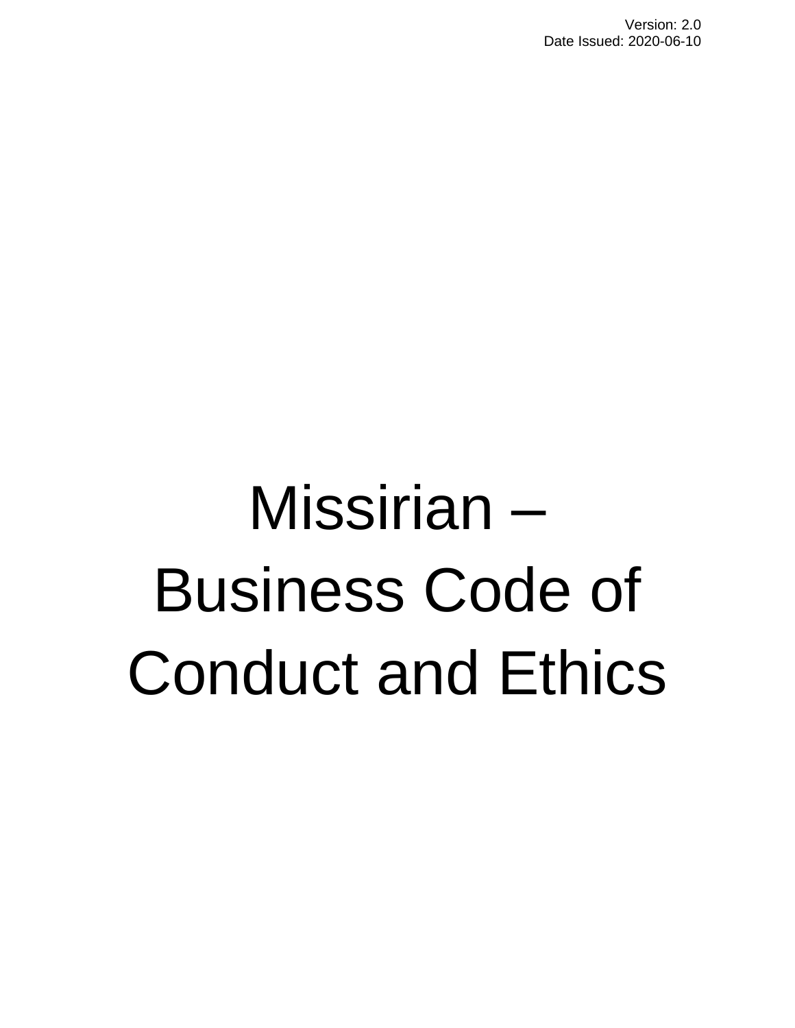Version: 2.0
Date Issued: 2020-06-10

# Missirian – Business Code of Conduct and Ethics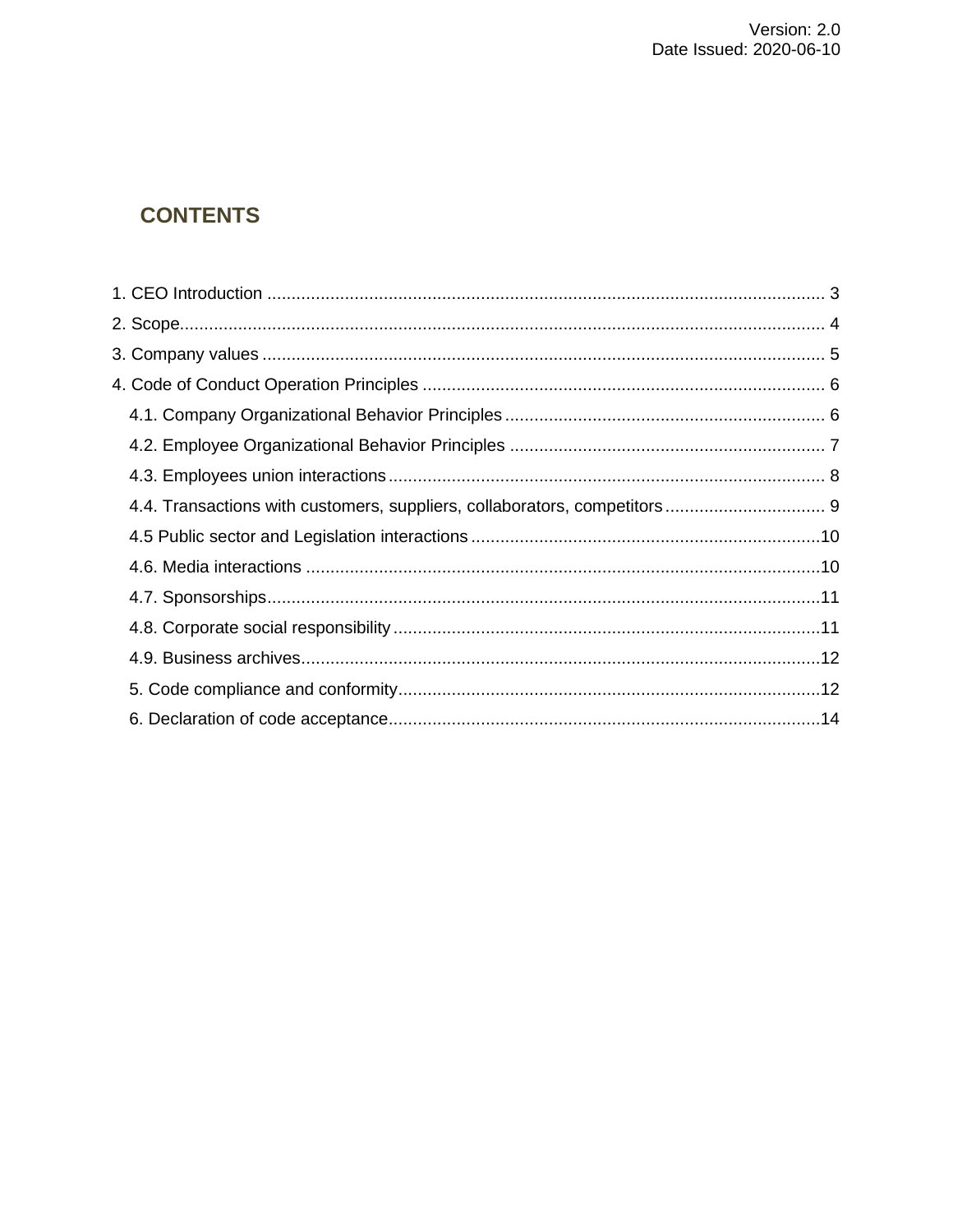Version: 2.0
Date Issued: 2020-06-10

## CONTENTS

1. CEO Introduction ........ 3
2. Scope ........ 4
3. Company values ........ 5
4. Code of Conduct Operation Principles ........ 6
   - 4.1. Company Organizational Behavior Principles ........ 6
   - 4.2. Employee Organizational Behavior Principles ........ 7
   - 4.3. Employees union interactions ........ 8
   - 4.4. Transactions with customers, suppliers, collaborators, competitors ........ 9
   - 4.5 Public sector and Legislation interactions ........ 10
   - 4.6. Media interactions ........ 10
   - 4.7. Sponsorships ........ 11
   - 4.8. Corporate social responsibility ........ 11
   - 4.9. Business archives ........ 12
   - 5. Code compliance and conformity ........ 12
   - 6. Declaration of code acceptance ........ 14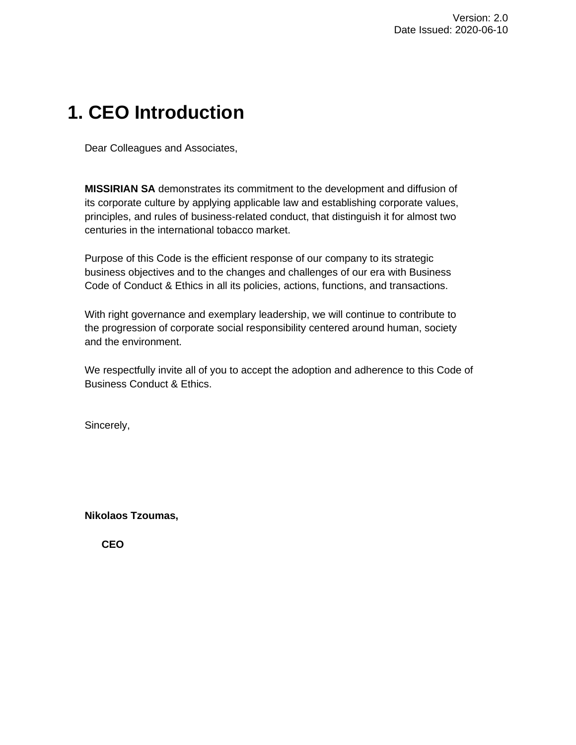Version: 2.0
Date Issued: 2020-06-10

# 1. CEO Introduction

Dear Colleagues and Associates,

**MISSIRIAN SA** demonstrates its commitment to the development and diffusion of its corporate culture by applying applicable law and establishing corporate values, principles, and rules of business-related conduct, that distinguish it for almost two centuries in the international tobacco market.

Purpose of this Code is the efficient response of our company to its strategic business objectives and to the changes and challenges of our era with Business Code of Conduct & Ethics in all its policies, actions, functions, and transactions.

With right governance and exemplary leadership, we will continue to contribute to the progression of corporate social responsibility centered around human, society and the environment.

We respectfully invite all of you to accept the adoption and adherence to this Code of Business Conduct & Ethics.

Sincerely,

**Nikolaos Tzoumas,**

**CEO**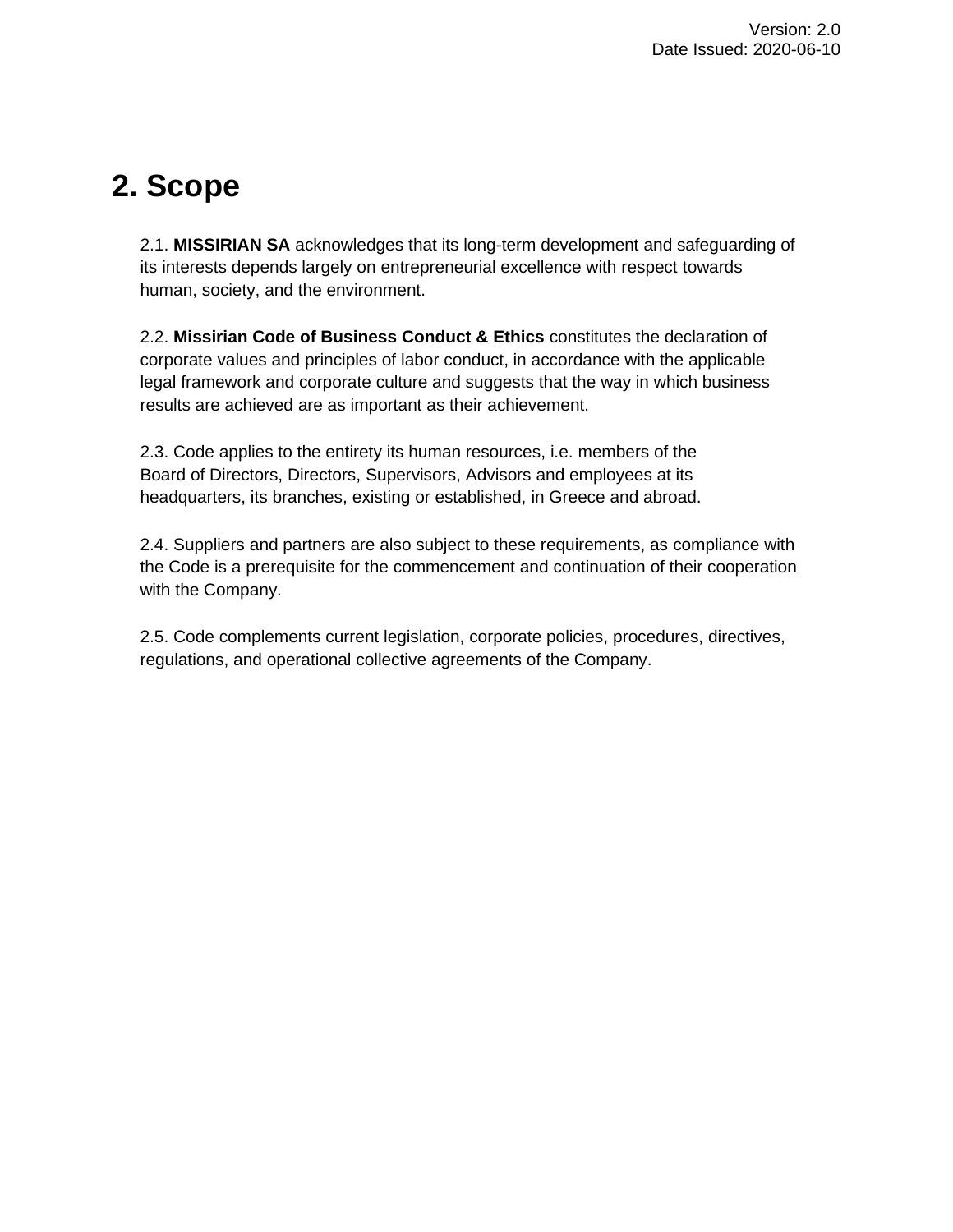## 2. Scope

2.1. **MISSIRIAN SA** acknowledges that its long-term development and safeguarding of its interests depends largely on entrepreneurial excellence with respect towards human, society, and the environment.

2.2. **Missirian Code of Business Conduct & Ethics** constitutes the declaration of corporate values and principles of labor conduct, in accordance with the applicable legal framework and corporate culture and suggests that the way in which business results are achieved are as important as their achievement.

2.3. Code applies to the entirety its human resources, i.e. members of the Board of Directors, Directors, Supervisors, Advisors and employees at its headquarters, its branches, existing or established, in Greece and abroad.

2.4. Suppliers and partners are also subject to these requirements, as compliance with the Code is a prerequisite for the commencement and continuation of their cooperation with the Company.

2.5. Code complements current legislation, corporate policies, procedures, directives, regulations, and operational collective agreements of the Company.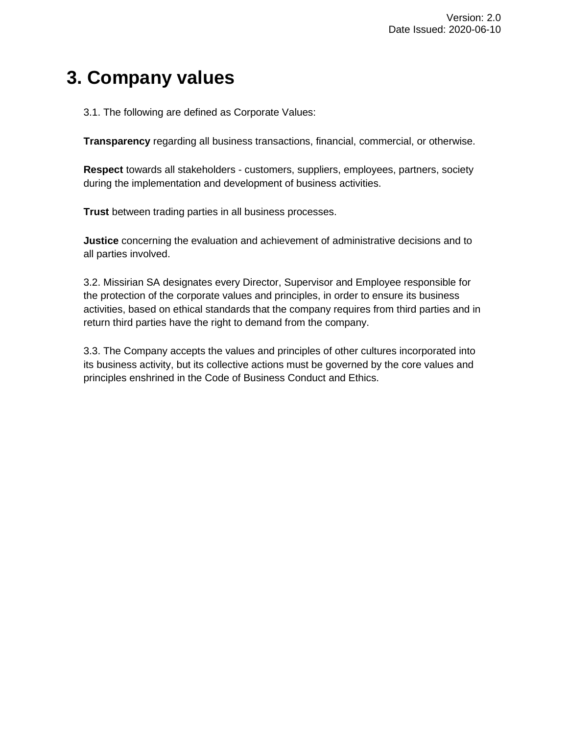# 3. Company values

3.1. The following are defined as Corporate Values:

**Transparency** regarding all business transactions, financial, commercial, or otherwise.

**Respect** towards all stakeholders - customers, suppliers, employees, partners, society during the implementation and development of business activities.

**Trust** between trading parties in all business processes.

**Justice** concerning the evaluation and achievement of administrative decisions and to all parties involved.

3.2. Missirian SA designates every Director, Supervisor and Employee responsible for the protection of the corporate values and principles, in order to ensure its business activities, based on ethical standards that the company requires from third parties and in return third parties have the right to demand from the company.

3.3. The Company accepts the values and principles of other cultures incorporated into its business activity, but its collective actions must be governed by the core values and principles enshrined in the Code of Business Conduct and Ethics.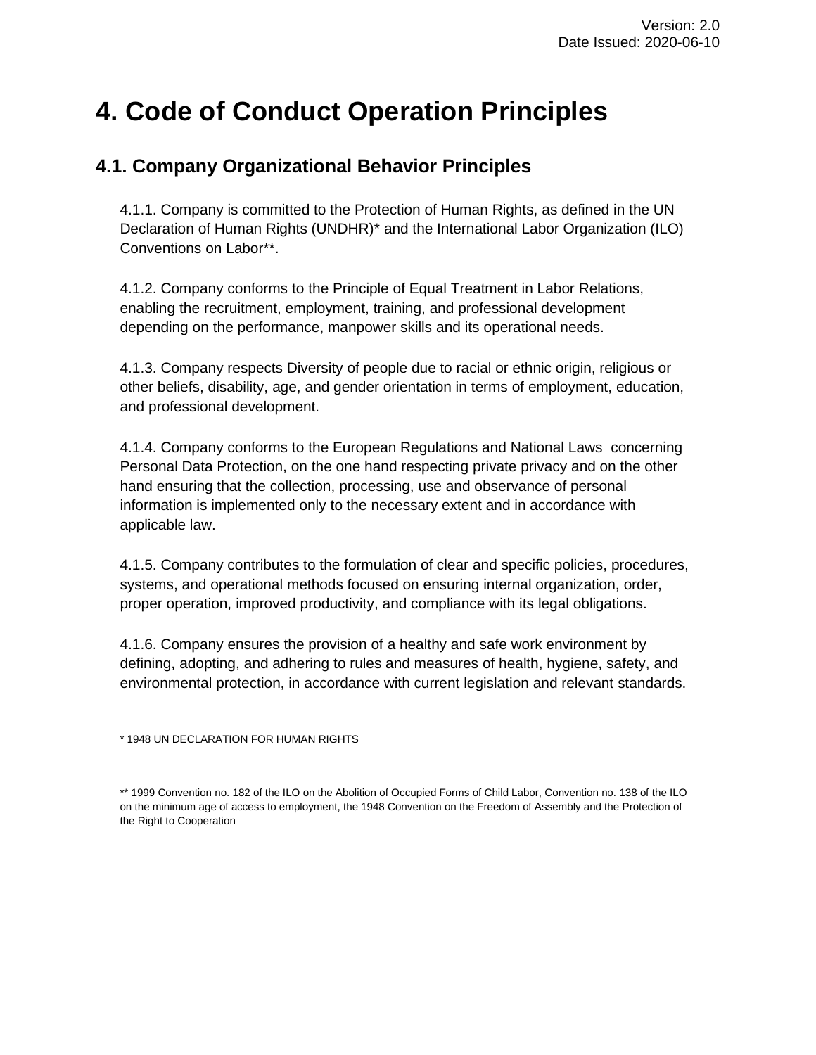# 4. Code of Conduct Operation Principles

## 4.1. Company Organizational Behavior Principles

4.1.1. Company is committed to the Protection of Human Rights, as defined in the UN Declaration of Human Rights (UNDHR)* and the International Labor Organization (ILO) Conventions on Labor**.

4.1.2. Company conforms to the Principle of Equal Treatment in Labor Relations, enabling the recruitment, employment, training, and professional development depending on the performance, manpower skills and its operational needs.

4.1.3. Company respects Diversity of people due to racial or ethnic origin, religious or other beliefs, disability, age, and gender orientation in terms of employment, education, and professional development.

4.1.4. Company conforms to the European Regulations and National Laws concerning Personal Data Protection, on the one hand respecting private privacy and on the other hand ensuring that the collection, processing, use and observance of personal information is implemented only to the necessary extent and in accordance with applicable law.

4.1.5. Company contributes to the formulation of clear and specific policies, procedures, systems, and operational methods focused on ensuring internal organization, order, proper operation, improved productivity, and compliance with its legal obligations.

4.1.6. Company ensures the provision of a healthy and safe work environment by defining, adopting, and adhering to rules and measures of health, hygiene, safety, and environmental protection, in accordance with current legislation and relevant standards.

* 1948 UN DECLARATION FOR HUMAN RIGHTS

** 1999 Convention no. 182 of the ILO on the Abolition of Occupied Forms of Child Labor, Convention no. 138 of the ILO on the minimum age of access to employment, the 1948 Convention on the Freedom of Assembly and the Protection of the Right to Cooperation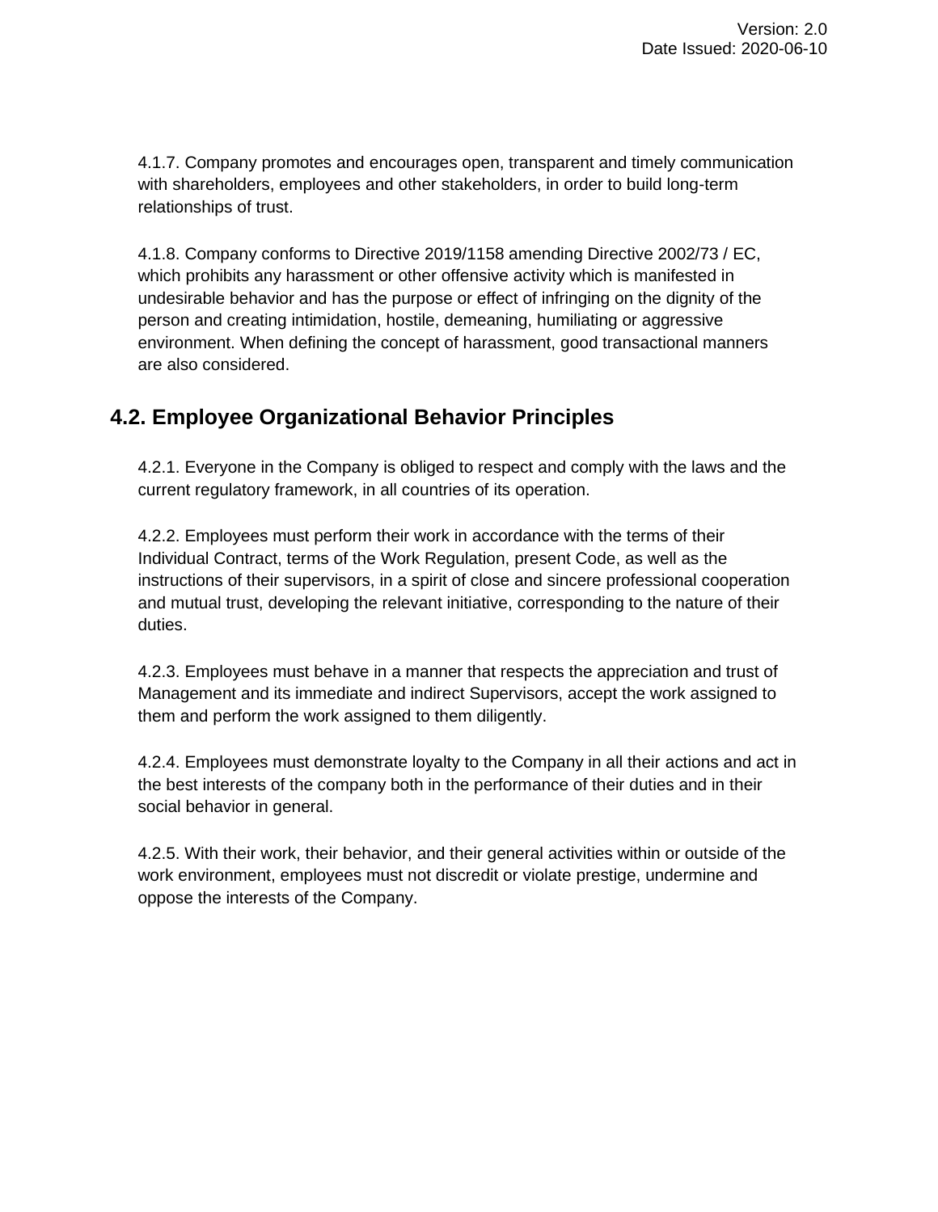4.1.7. Company promotes and encourages open, transparent and timely communication with shareholders, employees and other stakeholders, in order to build long-term relationships of trust.

4.1.8. Company conforms to Directive 2019/1158 amending Directive 2002/73 / EC, which prohibits any harassment or other offensive activity which is manifested in undesirable behavior and has the purpose or effect of infringing on the dignity of the person and creating intimidation, hostile, demeaning, humiliating or aggressive environment. When defining the concept of harassment, good transactional manners are also considered.

## 4.2. Employee Organizational Behavior Principles

4.2.1. Everyone in the Company is obliged to respect and comply with the laws and the current regulatory framework, in all countries of its operation.

4.2.2. Employees must perform their work in accordance with the terms of their Individual Contract, terms of the Work Regulation, present Code, as well as the instructions of their supervisors, in a spirit of close and sincere professional cooperation and mutual trust, developing the relevant initiative, corresponding to the nature of their duties.

4.2.3. Employees must behave in a manner that respects the appreciation and trust of Management and its immediate and indirect Supervisors, accept the work assigned to them and perform the work assigned to them diligently.

4.2.4. Employees must demonstrate loyalty to the Company in all their actions and act in the best interests of the company both in the performance of their duties and in their social behavior in general.

4.2.5. With their work, their behavior, and their general activities within or outside of the work environment, employees must not discredit or violate prestige, undermine and oppose the interests of the Company.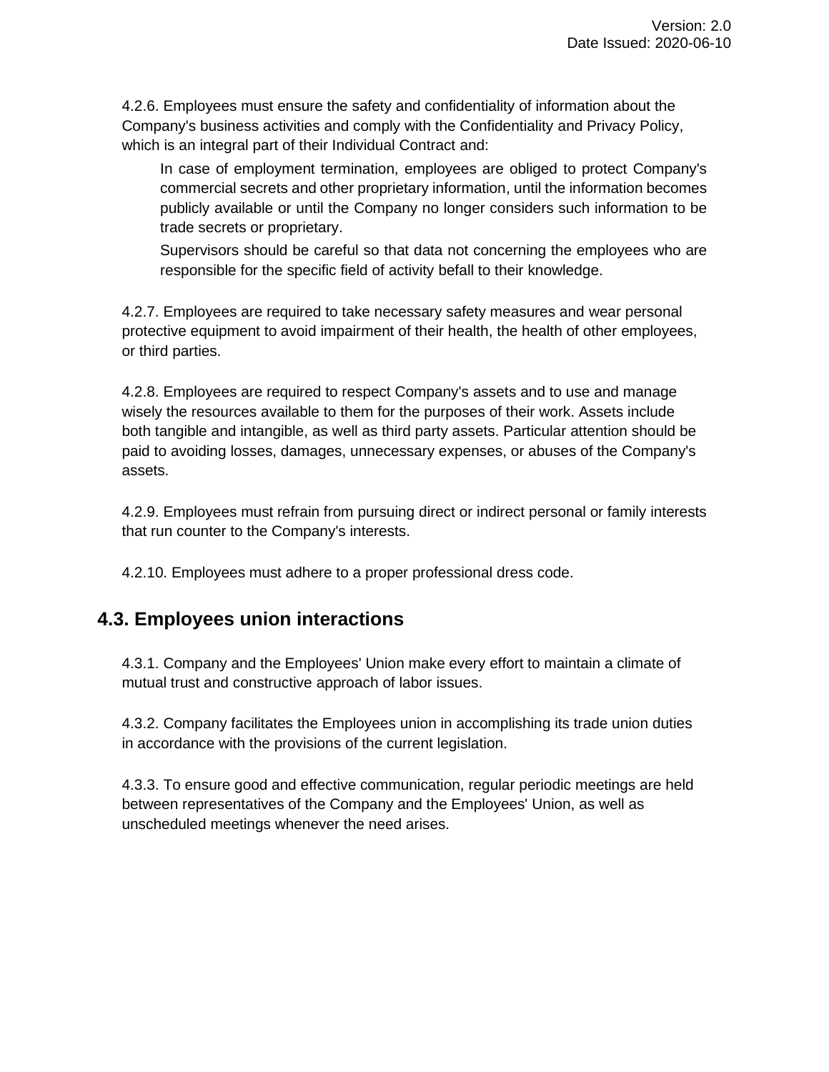4.2.6. Employees must ensure the safety and confidentiality of information about the Company's business activities and comply with the Confidentiality and Privacy Policy, which is an integral part of their Individual Contract and:

> In case of employment termination, employees are obliged to protect Company's commercial secrets and other proprietary information, until the information becomes publicly available or until the Company no longer considers such information to be trade secrets or proprietary.
>
> Supervisors should be careful so that data not concerning the employees who are responsible for the specific field of activity befall to their knowledge.

4.2.7. Employees are required to take necessary safety measures and wear personal protective equipment to avoid impairment of their health, the health of other employees, or third parties.

4.2.8. Employees are required to respect Company's assets and to use and manage wisely the resources available to them for the purposes of their work. Assets include both tangible and intangible, as well as third party assets. Particular attention should be paid to avoiding losses, damages, unnecessary expenses, or abuses of the Company's assets.

4.2.9. Employees must refrain from pursuing direct or indirect personal or family interests that run counter to the Company's interests.

4.2.10. Employees must adhere to a proper professional dress code.

## 4.3. Employees union interactions

4.3.1. Company and the Employees' Union make every effort to maintain a climate of mutual trust and constructive approach of labor issues.

4.3.2. Company facilitates the Employees union in accomplishing its trade union duties in accordance with the provisions of the current legislation.

4.3.3. To ensure good and effective communication, regular periodic meetings are held between representatives of the Company and the Employees' Union, as well as unscheduled meetings whenever the need arises.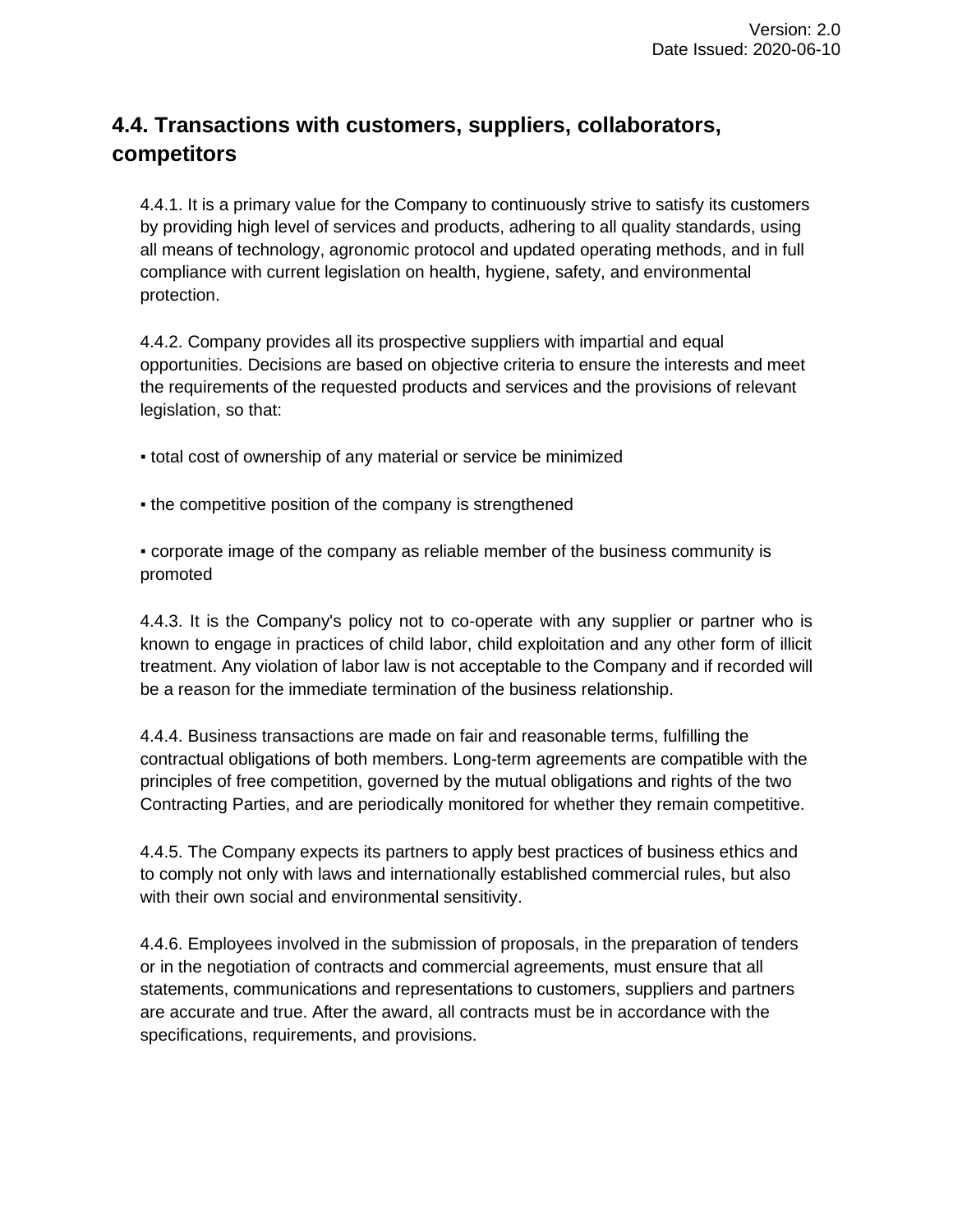## 4.4. Transactions with customers, suppliers, collaborators, competitors

4.4.1. It is a primary value for the Company to continuously strive to satisfy its customers by providing high level of services and products, adhering to all quality standards, using all means of technology, agronomic protocol and updated operating methods, and in full compliance with current legislation on health, hygiene, safety, and environmental protection.

4.4.2. Company provides all its prospective suppliers with impartial and equal opportunities. Decisions are based on objective criteria to ensure the interests and meet the requirements of the requested products and services and the provisions of relevant legislation, so that:

- total cost of ownership of any material or service be minimized
- the competitive position of the company is strengthened
- corporate image of the company as reliable member of the business community is promoted

4.4.3. It is the Company's policy not to co-operate with any supplier or partner who is known to engage in practices of child labor, child exploitation and any other form of illicit treatment. Any violation of labor law is not acceptable to the Company and if recorded will be a reason for the immediate termination of the business relationship.

4.4.4. Business transactions are made on fair and reasonable terms, fulfilling the contractual obligations of both members. Long-term agreements are compatible with the principles of free competition, governed by the mutual obligations and rights of the two Contracting Parties, and are periodically monitored for whether they remain competitive.

4.4.5. The Company expects its partners to apply best practices of business ethics and to comply not only with laws and internationally established commercial rules, but also with their own social and environmental sensitivity.

4.4.6. Employees involved in the submission of proposals, in the preparation of tenders or in the negotiation of contracts and commercial agreements, must ensure that all statements, communications and representations to customers, suppliers and partners are accurate and true. After the award, all contracts must be in accordance with the specifications, requirements, and provisions.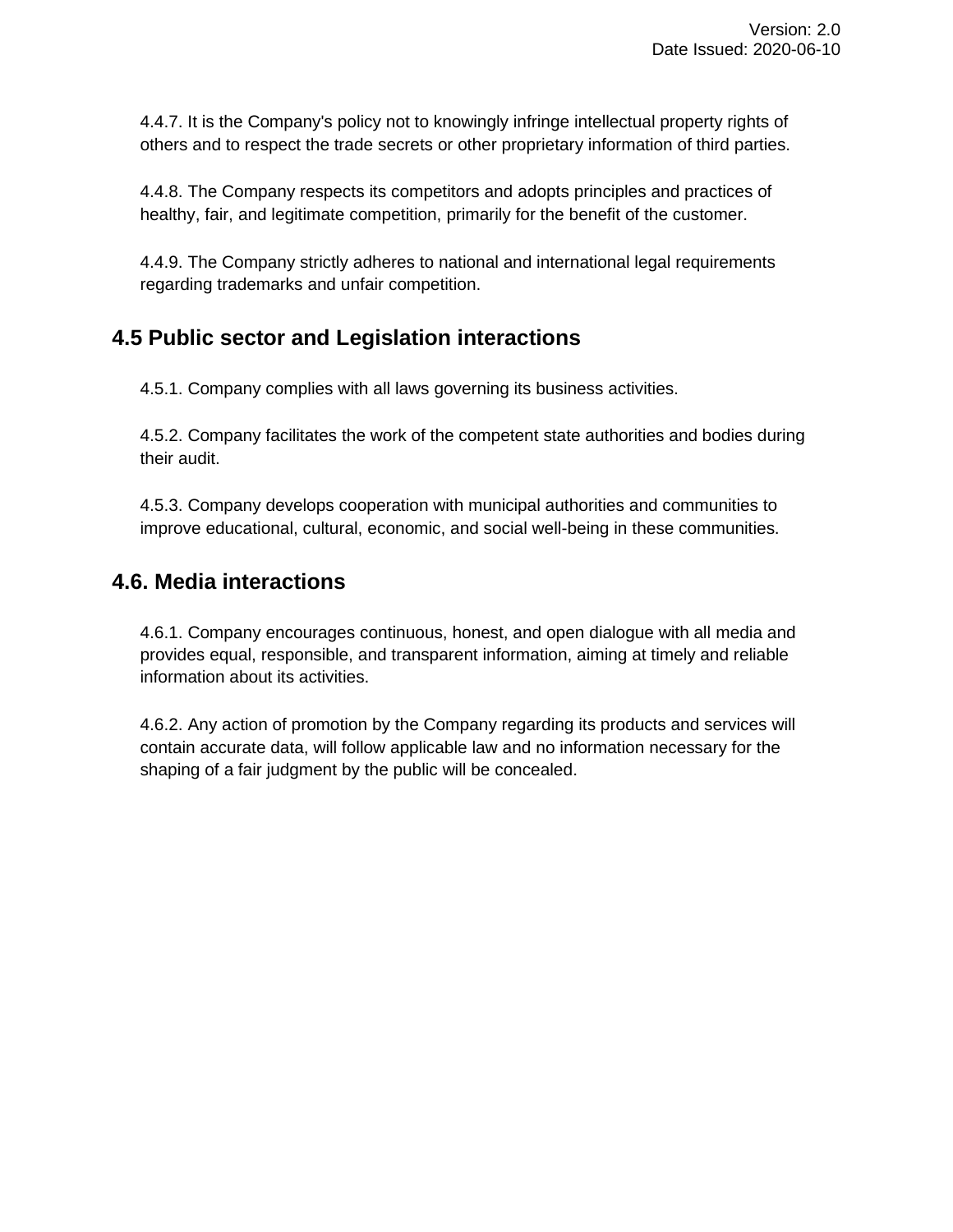4.4.7. It is the Company's policy not to knowingly infringe intellectual property rights of others and to respect the trade secrets or other proprietary information of third parties.

4.4.8. The Company respects its competitors and adopts principles and practices of healthy, fair, and legitimate competition, primarily for the benefit of the customer.

4.4.9. The Company strictly adheres to national and international legal requirements regarding trademarks and unfair competition.

## 4.5 Public sector and Legislation interactions

4.5.1. Company complies with all laws governing its business activities.

4.5.2. Company facilitates the work of the competent state authorities and bodies during their audit.

4.5.3. Company develops cooperation with municipal authorities and communities to improve educational, cultural, economic, and social well-being in these communities.

## 4.6. Media interactions

4.6.1. Company encourages continuous, honest, and open dialogue with all media and provides equal, responsible, and transparent information, aiming at timely and reliable information about its activities.

4.6.2. Any action of promotion by the Company regarding its products and services will contain accurate data, will follow applicable law and no information necessary for the shaping of a fair judgment by the public will be concealed.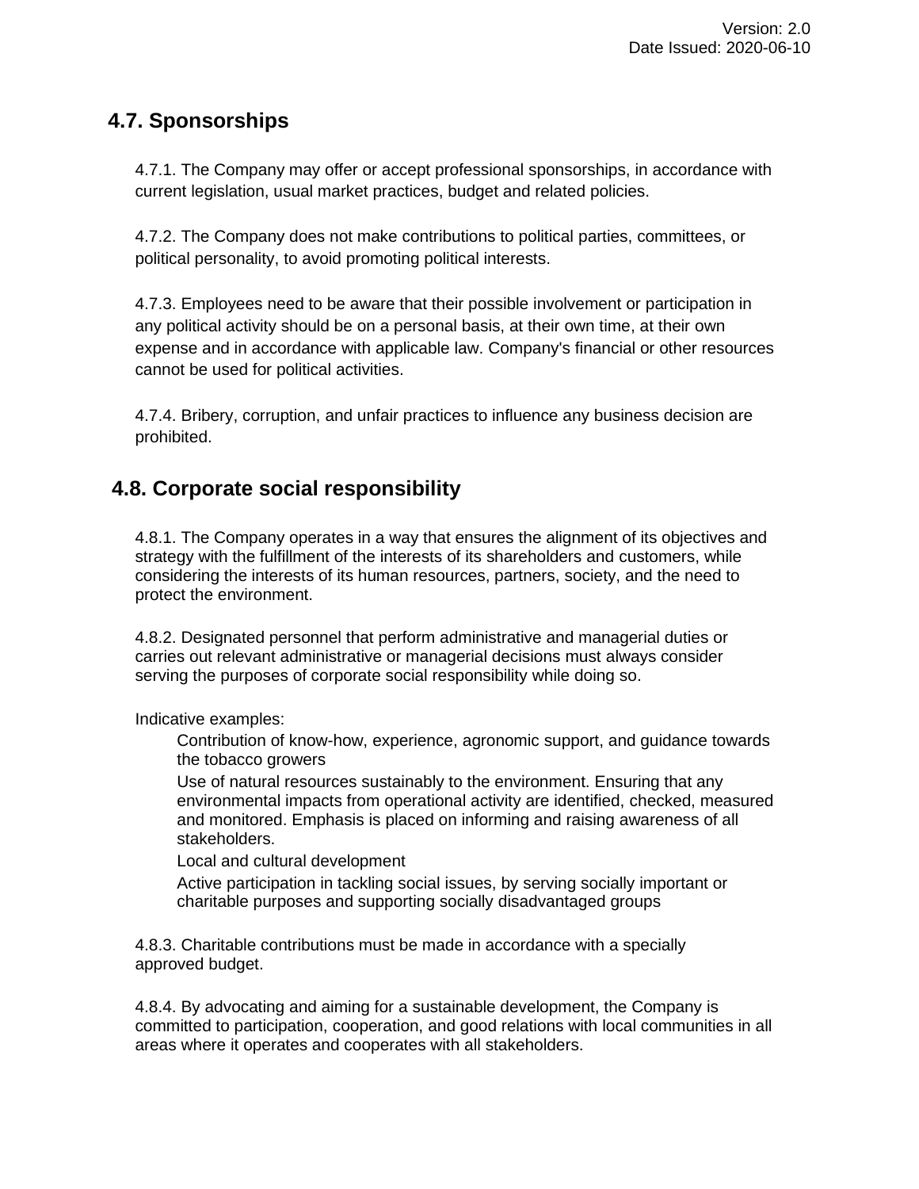## 4.7. Sponsorships

4.7.1. The Company may offer or accept professional sponsorships, in accordance with current legislation, usual market practices, budget and related policies.

4.7.2. The Company does not make contributions to political parties, committees, or political personality, to avoid promoting political interests.

4.7.3. Employees need to be aware that their possible involvement or participation in any political activity should be on a personal basis, at their own time, at their own expense and in accordance with applicable law. Company's financial or other resources cannot be used for political activities.

4.7.4. Bribery, corruption, and unfair practices to influence any business decision are prohibited.

## 4.8. Corporate social responsibility

4.8.1. The Company operates in a way that ensures the alignment of its objectives and strategy with the fulfillment of the interests of its shareholders and customers, while considering the interests of its human resources, partners, society, and the need to protect the environment.

4.8.2. Designated personnel that perform administrative and managerial duties or carries out relevant administrative or managerial decisions must always consider serving the purposes of corporate social responsibility while doing so.

Indicative examples:

- Contribution of know-how, experience, agronomic support, and guidance towards the tobacco growers
- Use of natural resources sustainably to the environment. Ensuring that any environmental impacts from operational activity are identified, checked, measured and monitored. Emphasis is placed on informing and raising awareness of all stakeholders.
- Local and cultural development
- Active participation in tackling social issues, by serving socially important or charitable purposes and supporting socially disadvantaged groups

4.8.3. Charitable contributions must be made in accordance with a specially approved budget.

4.8.4. By advocating and aiming for a sustainable development, the Company is committed to participation, cooperation, and good relations with local communities in all areas where it operates and cooperates with all stakeholders.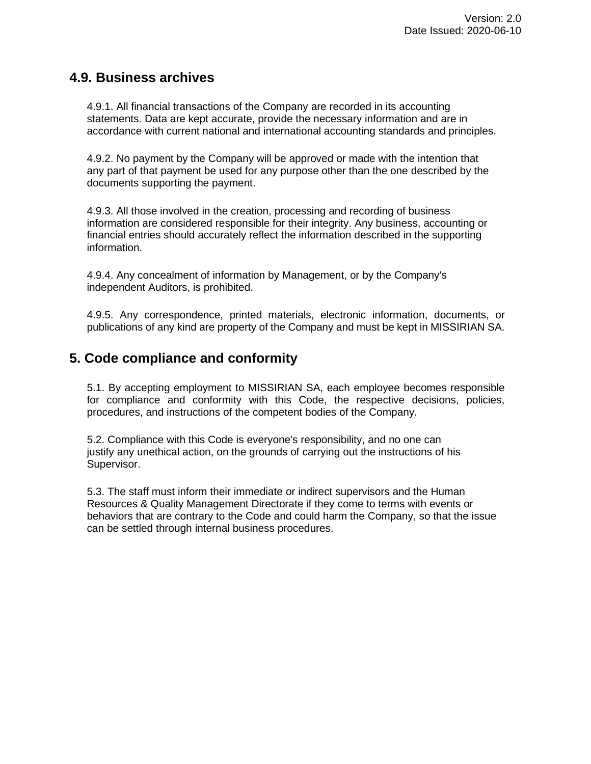## 4.9. Business archives

4.9.1. All financial transactions of the Company are recorded in its accounting statements. Data are kept accurate, provide the necessary information and are in accordance with current national and international accounting standards and principles.

4.9.2. No payment by the Company will be approved or made with the intention that any part of that payment be used for any purpose other than the one described by the documents supporting the payment.

4.9.3. All those involved in the creation, processing and recording of business information are considered responsible for their integrity. Any business, accounting or financial entries should accurately reflect the information described in the supporting information.

4.9.4. Any concealment of information by Management, or by the Company's independent Auditors, is prohibited.

4.9.5. Any correspondence, printed materials, electronic information, documents, or publications of any kind are property of the Company and must be kept in MISSIRIAN SA.

# 5. Code compliance and conformity

5.1. By accepting employment to MISSIRIAN SA, each employee becomes responsible for compliance and conformity with this Code, the respective decisions, policies, procedures, and instructions of the competent bodies of the Company.

5.2. Compliance with this Code is everyone's responsibility, and no one can justify any unethical action, on the grounds of carrying out the instructions of his Supervisor.

5.3. The staff must inform their immediate or indirect supervisors and the Human Resources & Quality Management Directorate if they come to terms with events or behaviors that are contrary to the Code and could harm the Company, so that the issue can be settled through internal business procedures.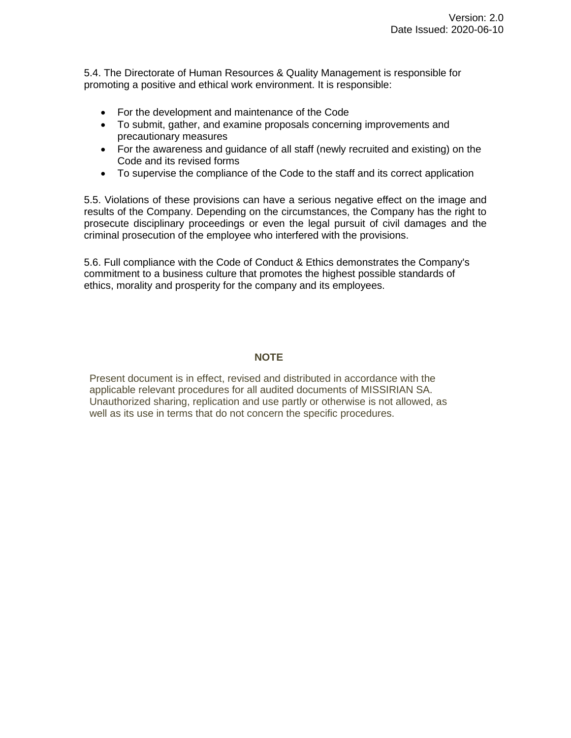5.4. The Directorate of Human Resources & Quality Management is responsible for promoting a positive and ethical work environment. It is responsible:

- For the development and maintenance of the Code
- To submit, gather, and examine proposals concerning improvements and precautionary measures
- For the awareness and guidance of all staff (newly recruited and existing) on the Code and its revised forms
- To supervise the compliance of the Code to the staff and its correct application

5.5. Violations of these provisions can have a serious negative effect on the image and results of the Company. Depending on the circumstances, the Company has the right to prosecute disciplinary proceedings or even the legal pursuit of civil damages and the criminal prosecution of the employee who interfered with the provisions.

5.6. Full compliance with the Code of Conduct & Ethics demonstrates the Company's commitment to a business culture that promotes the highest possible standards of ethics, morality and prosperity for the company and its employees.

**NOTE**

Present document is in effect, revised and distributed in accordance with the applicable relevant procedures for all audited documents of MISSIRIAN SA. Unauthorized sharing, replication and use partly or otherwise is not allowed, as well as its use in terms that do not concern the specific procedures.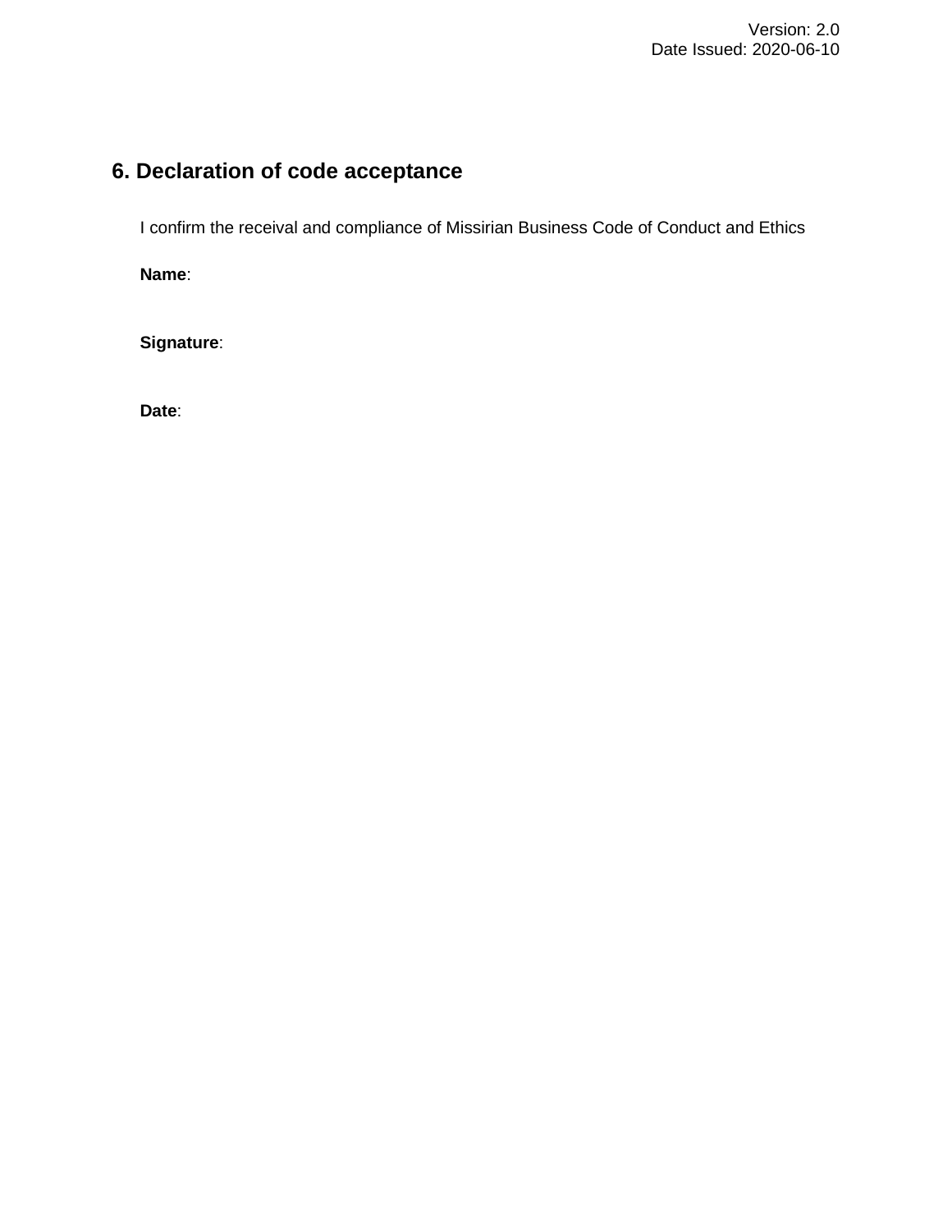## 6. Declaration of code acceptance

I confirm the receival and compliance of Missirian Business Code of Conduct and Ethics

**Name**:

**Signature**:

**Date**: